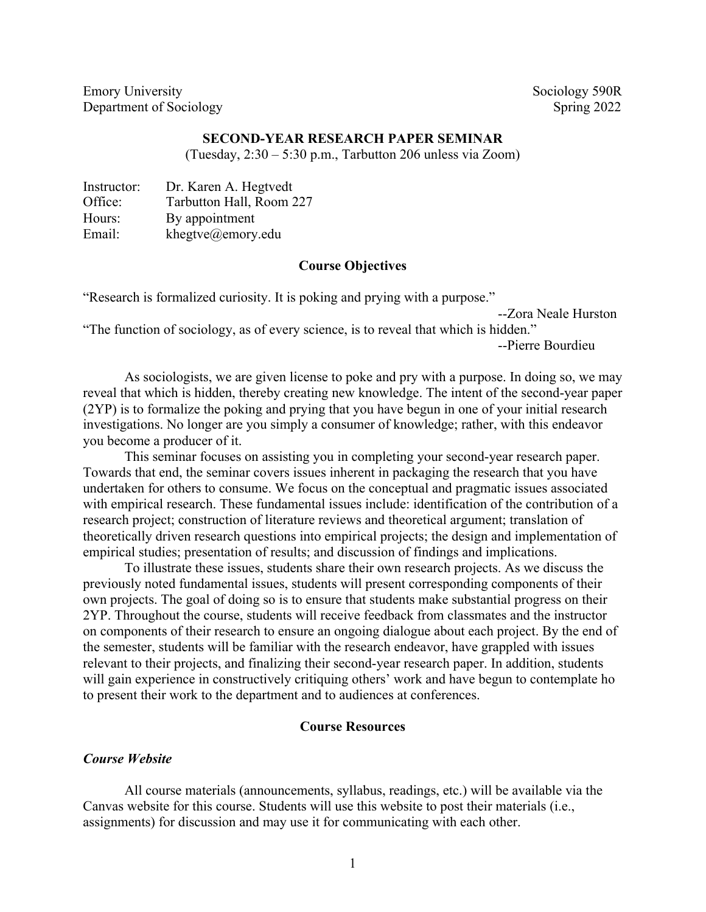Emory University
Department of Sociology

Sociology 590R
Spring 2022

**SECOND-YEAR RESEARCH PAPER SEMINAR**
(Tuesday, 2:30 – 5:30 p.m., Tarbutton 206 unless via Zoom)

Instructor: Dr. Karen A. Hegtvedt
Office: Tarbutton Hall, Room 227
Hours: By appointment
Email: khegtve@emory.edu

## Course Objectives

"Research is formalized curiosity. It is poking and prying with a purpose."
--Zora Neale Hurston

"The function of sociology, as of every science, is to reveal that which is hidden."
--Pierre Bourdieu

As sociologists, we are given license to poke and pry with a purpose. In doing so, we may reveal that which is hidden, thereby creating new knowledge. The intent of the second-year paper (2YP) is to formalize the poking and prying that you have begun in one of your initial research investigations. No longer are you simply a consumer of knowledge; rather, with this endeavor you become a producer of it.

This seminar focuses on assisting you in completing your second-year research paper. Towards that end, the seminar covers issues inherent in packaging the research that you have undertaken for others to consume. We focus on the conceptual and pragmatic issues associated with empirical research. These fundamental issues include: identification of the contribution of a research project; construction of literature reviews and theoretical argument; translation of theoretically driven research questions into empirical projects; the design and implementation of empirical studies; presentation of results; and discussion of findings and implications.

To illustrate these issues, students share their own research projects. As we discuss the previously noted fundamental issues, students will present corresponding components of their own projects. The goal of doing so is to ensure that students make substantial progress on their 2YP. Throughout the course, students will receive feedback from classmates and the instructor on components of their research to ensure an ongoing dialogue about each project. By the end of the semester, students will be familiar with the research endeavor, have grappled with issues relevant to their projects, and finalizing their second-year research paper. In addition, students will gain experience in constructively critiquing others' work and have begun to contemplate ho to present their work to the department and to audiences at conferences.

## Course Resources

### *Course Website*

All course materials (announcements, syllabus, readings, etc.) will be available via the Canvas website for this course. Students will use this website to post their materials (i.e., assignments) for discussion and may use it for communicating with each other.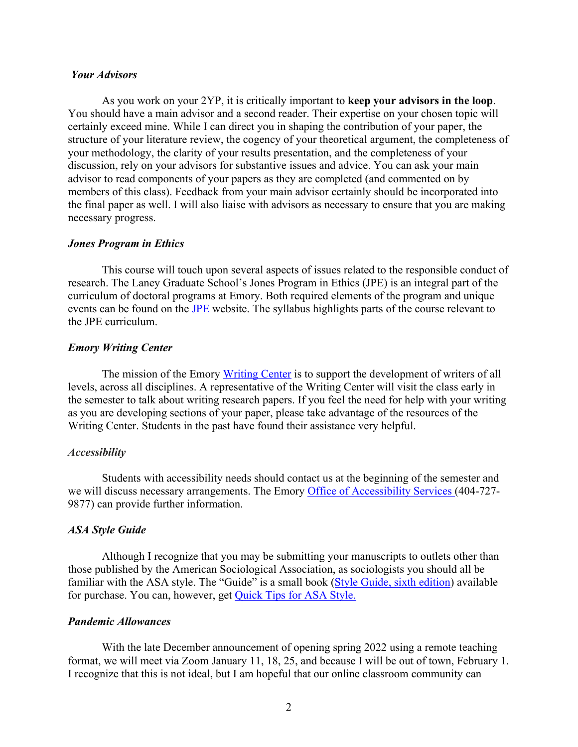### *Your Advisors*

As you work on your 2YP, it is critically important to **keep your advisors in the loop**. You should have a main advisor and a second reader. Their expertise on your chosen topic will certainly exceed mine. While I can direct you in shaping the contribution of your paper, the structure of your literature review, the cogency of your theoretical argument, the completeness of your methodology, the clarity of your results presentation, and the completeness of your discussion, rely on your advisors for substantive issues and advice. You can ask your main advisor to read components of your papers as they are completed (and commented on by members of this class). Feedback from your main advisor certainly should be incorporated into the final paper as well. I will also liaise with advisors as necessary to ensure that you are making necessary progress.

### *Jones Program in Ethics*

This course will touch upon several aspects of issues related to the responsible conduct of research. The Laney Graduate School's Jones Program in Ethics (JPE) is an integral part of the curriculum of doctoral programs at Emory. Both required elements of the program and unique events can be found on the JPE website. The syllabus highlights parts of the course relevant to the JPE curriculum.

### *Emory Writing Center*

The mission of the Emory Writing Center is to support the development of writers of all levels, across all disciplines. A representative of the Writing Center will visit the class early in the semester to talk about writing research papers. If you feel the need for help with your writing as you are developing sections of your paper, please take advantage of the resources of the Writing Center. Students in the past have found their assistance very helpful.

### *Accessibility*

Students with accessibility needs should contact us at the beginning of the semester and we will discuss necessary arrangements. The Emory Office of Accessibility Services (404-727-9877) can provide further information.

### *ASA Style Guide*

Although I recognize that you may be submitting your manuscripts to outlets other than those published by the American Sociological Association, as sociologists you should all be familiar with the ASA style. The "Guide" is a small book (Style Guide, sixth edition) available for purchase. You can, however, get Quick Tips for ASA Style.

### *Pandemic Allowances*

With the late December announcement of opening spring 2022 using a remote teaching format, we will meet via Zoom January 11, 18, 25, and because I will be out of town, February 1. I recognize that this is not ideal, but I am hopeful that our online classroom community can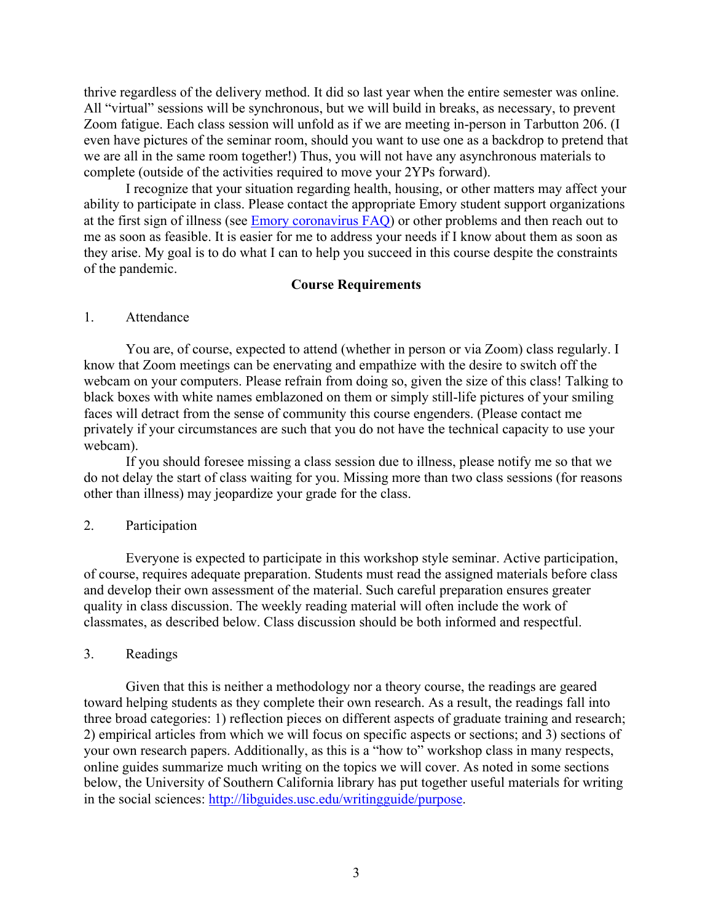thrive regardless of the delivery method. It did so last year when the entire semester was online. All "virtual" sessions will be synchronous, but we will build in breaks, as necessary, to prevent Zoom fatigue. Each class session will unfold as if we are meeting in-person in Tarbutton 206. (I even have pictures of the seminar room, should you want to use one as a backdrop to pretend that we are all in the same room together!) Thus, you will not have any asynchronous materials to complete (outside of the activities required to move your 2YPs forward).

I recognize that your situation regarding health, housing, or other matters may affect your ability to participate in class. Please contact the appropriate Emory student support organizations at the first sign of illness (see [Emory coronavirus FAQ]) or other problems and then reach out to me as soon as feasible. It is easier for me to address your needs if I know about them as soon as they arise. My goal is to do what I can to help you succeed in this course despite the constraints of the pandemic.

## Course Requirements

1. Attendance

You are, of course, expected to attend (whether in person or via Zoom) class regularly. I know that Zoom meetings can be enervating and empathize with the desire to switch off the webcam on your computers. Please refrain from doing so, given the size of this class! Talking to black boxes with white names emblazoned on them or simply still-life pictures of your smiling faces will detract from the sense of community this course engenders. (Please contact me privately if your circumstances are such that you do not have the technical capacity to use your webcam).

If you should foresee missing a class session due to illness, please notify me so that we do not delay the start of class waiting for you. Missing more than two class sessions (for reasons other than illness) may jeopardize your grade for the class.

2. Participation

Everyone is expected to participate in this workshop style seminar. Active participation, of course, requires adequate preparation. Students must read the assigned materials before class and develop their own assessment of the material. Such careful preparation ensures greater quality in class discussion. The weekly reading material will often include the work of classmates, as described below. Class discussion should be both informed and respectful.

3. Readings

Given that this is neither a methodology nor a theory course, the readings are geared toward helping students as they complete their own research. As a result, the readings fall into three broad categories: 1) reflection pieces on different aspects of graduate training and research; 2) empirical articles from which we will focus on specific aspects or sections; and 3) sections of your own research papers. Additionally, as this is a "how to" workshop class in many respects, online guides summarize much writing on the topics we will cover. As noted in some sections below, the University of Southern California library has put together useful materials for writing in the social sciences: http://libguides.usc.edu/writingguide/purpose.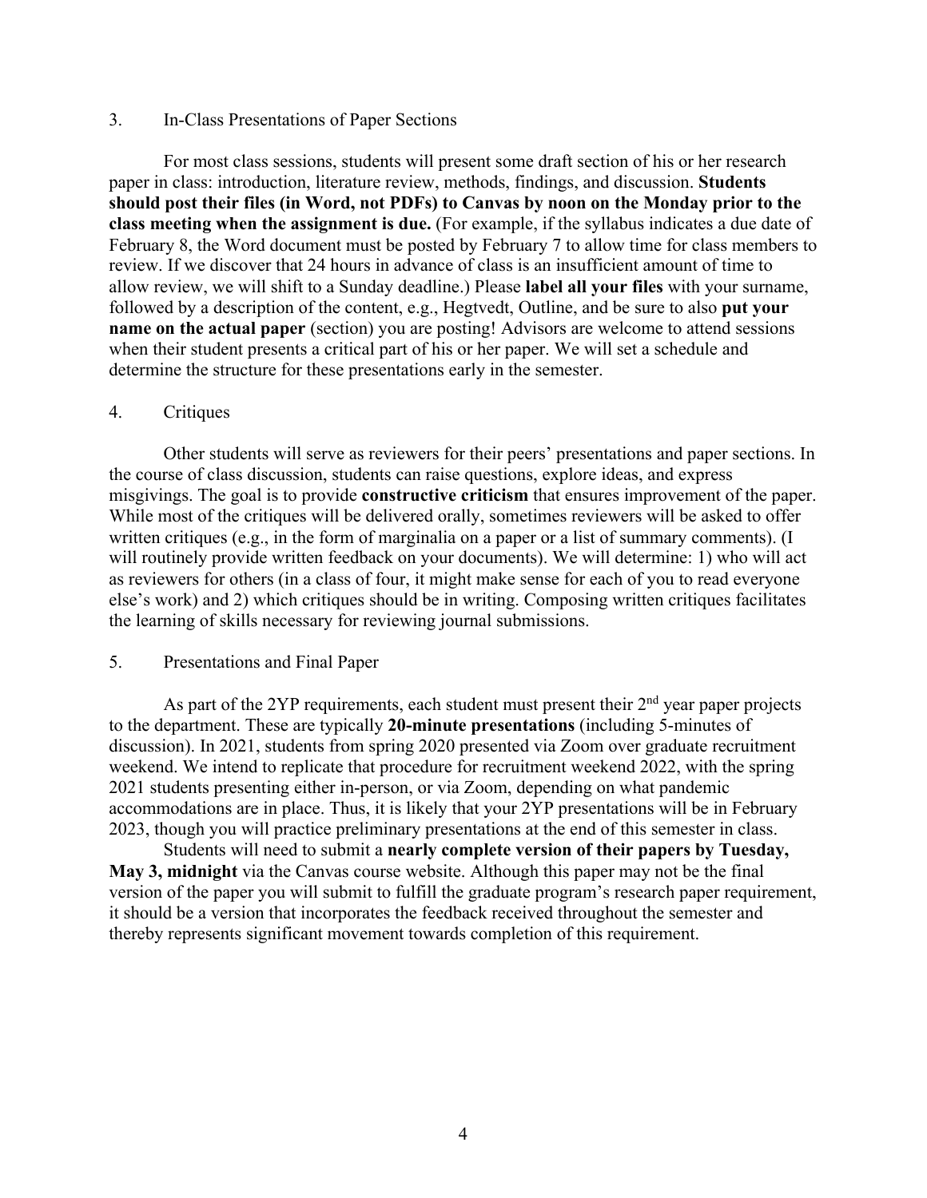### 3. In-Class Presentations of Paper Sections

For most class sessions, students will present some draft section of his or her research paper in class: introduction, literature review, methods, findings, and discussion. **Students should post their files (in Word, not PDFs) to Canvas by noon on the Monday prior to the class meeting when the assignment is due.** (For example, if the syllabus indicates a due date of February 8, the Word document must be posted by February 7 to allow time for class members to review. If we discover that 24 hours in advance of class is an insufficient amount of time to allow review, we will shift to a Sunday deadline.) Please **label all your files** with your surname, followed by a description of the content, e.g., Hegtvedt, Outline, and be sure to also **put your name on the actual paper** (section) you are posting! Advisors are welcome to attend sessions when their student presents a critical part of his or her paper. We will set a schedule and determine the structure for these presentations early in the semester.

### 4. Critiques

Other students will serve as reviewers for their peers' presentations and paper sections. In the course of class discussion, students can raise questions, explore ideas, and express misgivings. The goal is to provide **constructive criticism** that ensures improvement of the paper. While most of the critiques will be delivered orally, sometimes reviewers will be asked to offer written critiques (e.g., in the form of marginalia on a paper or a list of summary comments). (I will routinely provide written feedback on your documents). We will determine: 1) who will act as reviewers for others (in a class of four, it might make sense for each of you to read everyone else's work) and 2) which critiques should be in writing. Composing written critiques facilitates the learning of skills necessary for reviewing journal submissions.

### 5. Presentations and Final Paper

As part of the 2YP requirements, each student must present their 2nd year paper projects to the department. These are typically **20-minute presentations** (including 5-minutes of discussion). In 2021, students from spring 2020 presented via Zoom over graduate recruitment weekend. We intend to replicate that procedure for recruitment weekend 2022, with the spring 2021 students presenting either in-person, or via Zoom, depending on what pandemic accommodations are in place. Thus, it is likely that your 2YP presentations will be in February 2023, though you will practice preliminary presentations at the end of this semester in class.

Students will need to submit a **nearly complete version of their papers by Tuesday, May 3, midnight** via the Canvas course website. Although this paper may not be the final version of the paper you will submit to fulfill the graduate program's research paper requirement, it should be a version that incorporates the feedback received throughout the semester and thereby represents significant movement towards completion of this requirement.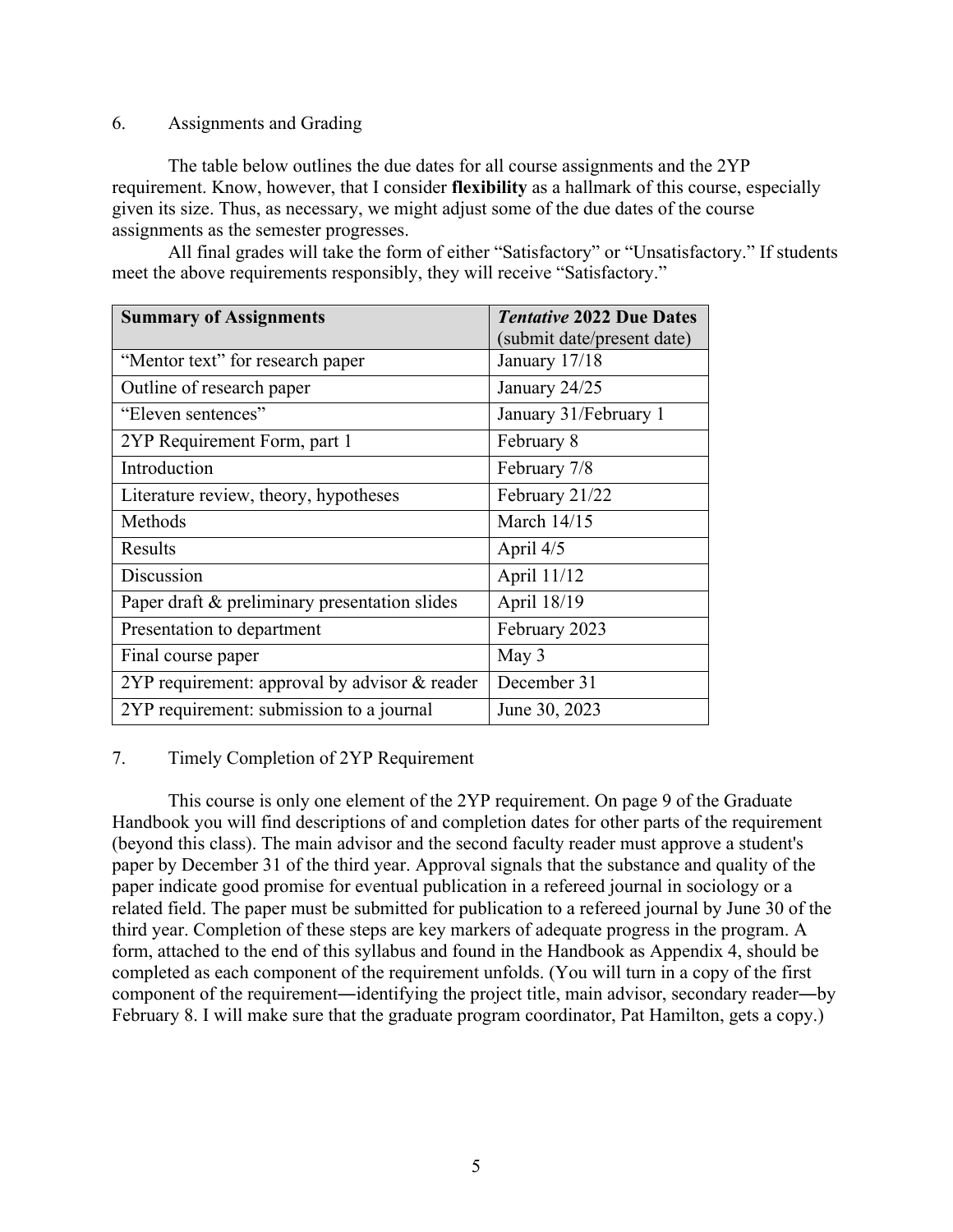6. Assignments and Grading

The table below outlines the due dates for all course assignments and the 2YP requirement. Know, however, that I consider **flexibility** as a hallmark of this course, especially given its size. Thus, as necessary, we might adjust some of the due dates of the course assignments as the semester progresses.

All final grades will take the form of either "Satisfactory" or "Unsatisfactory." If students meet the above requirements responsibly, they will receive "Satisfactory."

| **Summary of Assignments** | ***Tentative* 2022 Due Dates** (submit date/present date) |
|---|---|
| "Mentor text" for research paper | January 17/18 |
| Outline of research paper | January 24/25 |
| "Eleven sentences" | January 31/February 1 |
| 2YP Requirement Form, part 1 | February 8 |
| Introduction | February 7/8 |
| Literature review, theory, hypotheses | February 21/22 |
| Methods | March 14/15 |
| Results | April 4/5 |
| Discussion | April 11/12 |
| Paper draft & preliminary presentation slides | April 18/19 |
| Presentation to department | February 2023 |
| Final course paper | May 3 |
| 2YP requirement: approval by advisor & reader | December 31 |
| 2YP requirement: submission to a journal | June 30, 2023 |

7. Timely Completion of 2YP Requirement

This course is only one element of the 2YP requirement. On page 9 of the Graduate Handbook you will find descriptions of and completion dates for other parts of the requirement (beyond this class). The main advisor and the second faculty reader must approve a student's paper by December 31 of the third year. Approval signals that the substance and quality of the paper indicate good promise for eventual publication in a refereed journal in sociology or a related field. The paper must be submitted for publication to a refereed journal by June 30 of the third year. Completion of these steps are key markers of adequate progress in the program. A form, attached to the end of this syllabus and found in the Handbook as Appendix 4, should be completed as each component of the requirement unfolds. (You will turn in a copy of the first component of the requirement―identifying the project title, main advisor, secondary reader―by February 8. I will make sure that the graduate program coordinator, Pat Hamilton, gets a copy.)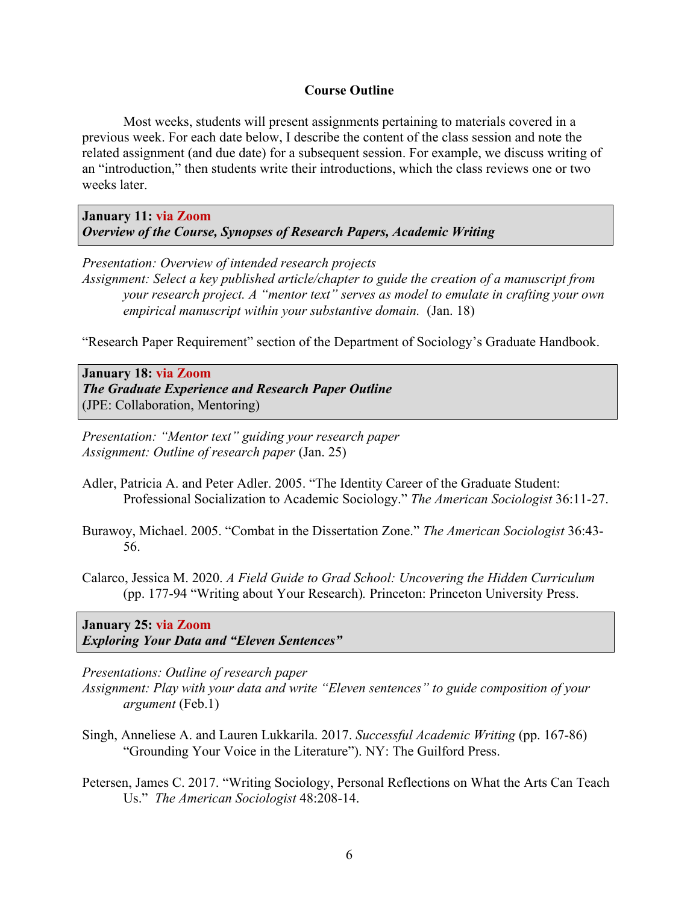## Course Outline

Most weeks, students will present assignments pertaining to materials covered in a previous week. For each date below, I describe the content of the class session and note the related assignment (and due date) for a subsequent session. For example, we discuss writing of an "introduction," then students write their introductions, which the class reviews one or two weeks later.

**January 11: via Zoom**
***Overview of the Course, Synopses of Research Papers, Academic Writing***

*Presentation: Overview of intended research projects*
*Assignment: Select a key published article/chapter to guide the creation of a manuscript from your research project. A "mentor text" serves as model to emulate in crafting your own empirical manuscript within your substantive domain.* (Jan. 18)

"Research Paper Requirement" section of the Department of Sociology's Graduate Handbook.

**January 18: via Zoom**
***The Graduate Experience and Research Paper Outline***
(JPE: Collaboration, Mentoring)

*Presentation: "Mentor text" guiding your research paper*
*Assignment: Outline of research paper* (Jan. 25)

Adler, Patricia A. and Peter Adler. 2005. "The Identity Career of the Graduate Student: Professional Socialization to Academic Sociology." *The American Sociologist* 36:11-27.

Burawoy, Michael. 2005. "Combat in the Dissertation Zone." *The American Sociologist* 36:43-56.

Calarco, Jessica M. 2020. *A Field Guide to Grad School: Uncovering the Hidden Curriculum* (pp. 177-94 "Writing about Your Research)*.* Princeton: Princeton University Press.

**January 25: via Zoom**
***Exploring Your Data and "Eleven Sentences"***

*Presentations: Outline of research paper*
*Assignment: Play with your data and write "Eleven sentences" to guide composition of your argument* (Feb.1)

Singh, Anneliese A. and Lauren Lukkarila. 2017. *Successful Academic Writing* (pp. 167-86) "Grounding Your Voice in the Literature"). NY: The Guilford Press.

Petersen, James C. 2017. "Writing Sociology, Personal Reflections on What the Arts Can Teach Us." *The American Sociologist* 48:208-14.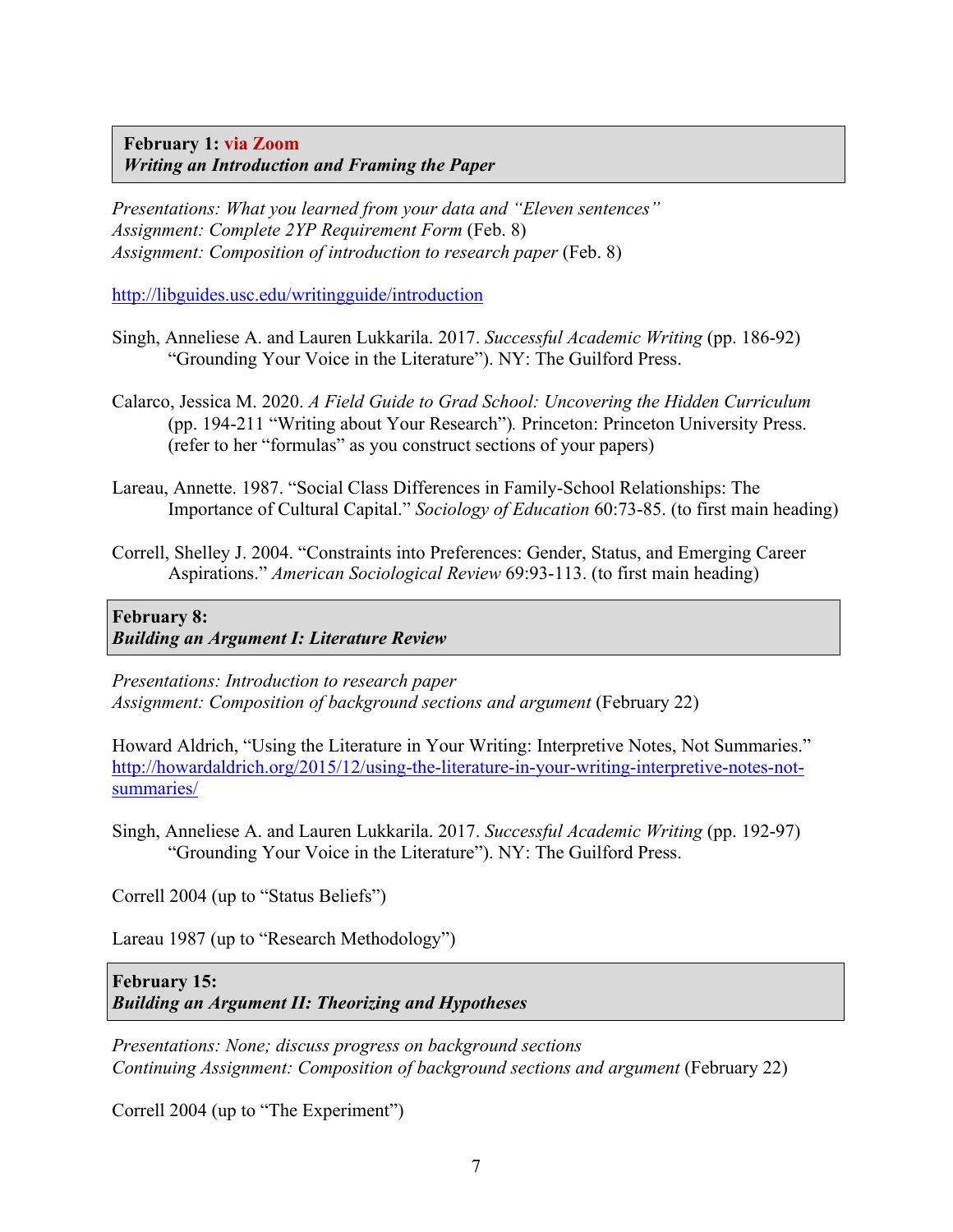**February 1: via Zoom**
***Writing an Introduction and Framing the Paper***

*Presentations: What you learned from your data and "Eleven sentences"*
*Assignment: Complete 2YP Requirement Form* (Feb. 8)
*Assignment: Composition of introduction to research paper* (Feb. 8)

http://libguides.usc.edu/writingguide/introduction

Singh, Anneliese A. and Lauren Lukkarila. 2017. *Successful Academic Writing* (pp. 186-92) "Grounding Your Voice in the Literature"). NY: The Guilford Press.

Calarco, Jessica M. 2020. *A Field Guide to Grad School: Uncovering the Hidden Curriculum* (pp. 194-211 "Writing about Your Research"). Princeton: Princeton University Press. (refer to her "formulas" as you construct sections of your papers)

Lareau, Annette. 1987. "Social Class Differences in Family-School Relationships: The Importance of Cultural Capital." *Sociology of Education* 60:73-85. (to first main heading)

Correll, Shelley J. 2004. "Constraints into Preferences: Gender, Status, and Emerging Career Aspirations." *American Sociological Review* 69:93-113. (to first main heading)

**February 8:**
***Building an Argument I: Literature Review***

*Presentations: Introduction to research paper*
*Assignment: Composition of background sections and argument* (February 22)

Howard Aldrich, "Using the Literature in Your Writing: Interpretive Notes, Not Summaries." http://howardaldrich.org/2015/12/using-the-literature-in-your-writing-interpretive-notes-not-summaries/

Singh, Anneliese A. and Lauren Lukkarila. 2017. *Successful Academic Writing* (pp. 192-97) "Grounding Your Voice in the Literature"). NY: The Guilford Press.

Correll 2004 (up to "Status Beliefs")

Lareau 1987 (up to "Research Methodology")

**February 15:**
***Building an Argument II: Theorizing and Hypotheses***

*Presentations: None; discuss progress on background sections*
*Continuing Assignment: Composition of background sections and argument* (February 22)

Correll 2004 (up to "The Experiment")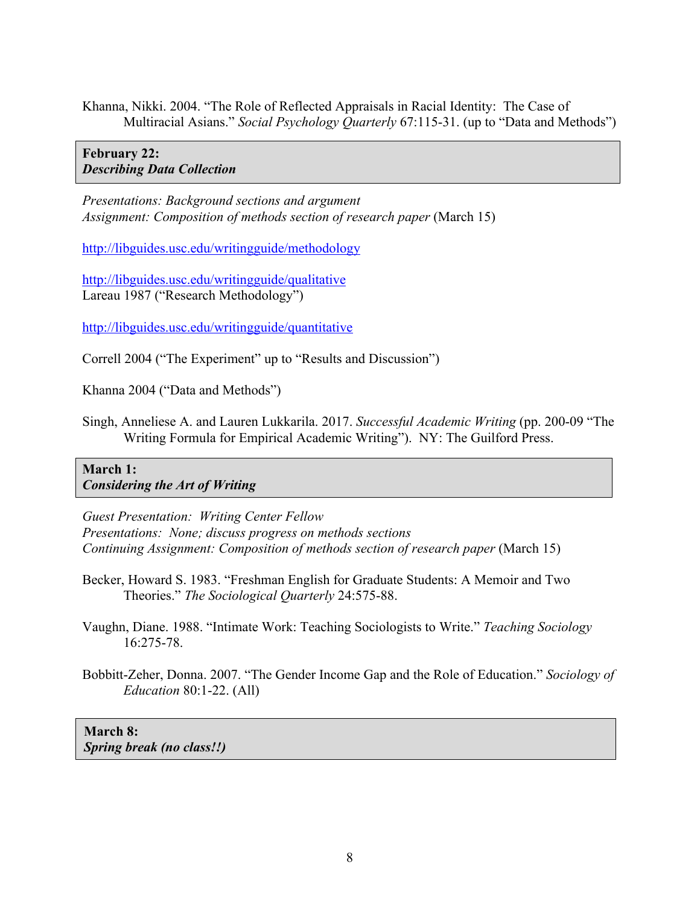Khanna, Nikki. 2004. "The Role of Reflected Appraisals in Racial Identity: The Case of Multiracial Asians." *Social Psychology Quarterly* 67:115-31. (up to "Data and Methods")

**February 22:**
***Describing Data Collection***

*Presentations: Background sections and argument*
*Assignment: Composition of methods section of research paper* (March 15)

http://libguides.usc.edu/writingguide/methodology

http://libguides.usc.edu/writingguide/qualitative
Lareau 1987 ("Research Methodology")

http://libguides.usc.edu/writingguide/quantitative

Correll 2004 ("The Experiment" up to "Results and Discussion")

Khanna 2004 ("Data and Methods")

Singh, Anneliese A. and Lauren Lukkarila. 2017. *Successful Academic Writing* (pp. 200-09 "The Writing Formula for Empirical Academic Writing"). NY: The Guilford Press.

**March 1:**
***Considering the Art of Writing***

*Guest Presentation: Writing Center Fellow*
*Presentations: None; discuss progress on methods sections*
*Continuing Assignment: Composition of methods section of research paper* (March 15)

Becker, Howard S. 1983. "Freshman English for Graduate Students: A Memoir and Two Theories." *The Sociological Quarterly* 24:575-88.

Vaughn, Diane. 1988. "Intimate Work: Teaching Sociologists to Write." *Teaching Sociology* 16:275-78.

Bobbitt-Zeher, Donna. 2007. "The Gender Income Gap and the Role of Education." *Sociology of Education* 80:1-22. (All)

**March 8:**
***Spring break (no class!!)***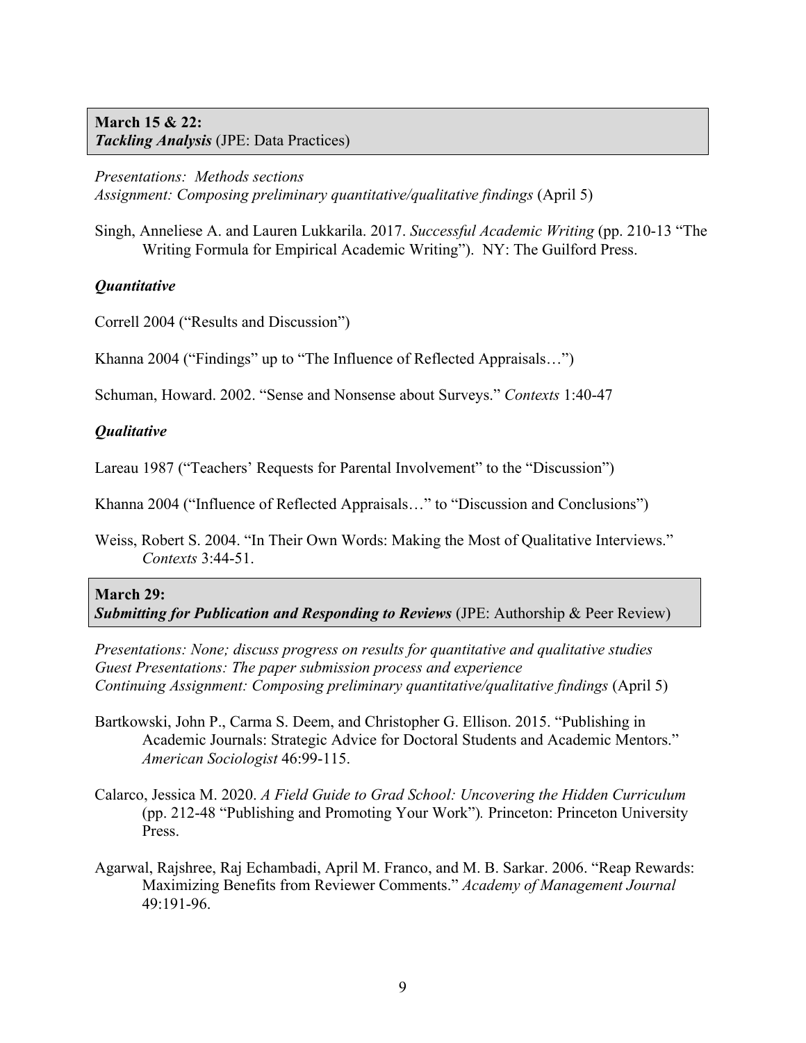**March 15 & 22:**
***Tackling Analysis*** (JPE: Data Practices)

*Presentations: Methods sections*
*Assignment: Composing preliminary quantitative/qualitative findings* (April 5)

Singh, Anneliese A. and Lauren Lukkarila. 2017. *Successful Academic Writing* (pp. 210-13 "The Writing Formula for Empirical Academic Writing"). NY: The Guilford Press.

***Quantitative***

Correll 2004 ("Results and Discussion")

Khanna 2004 ("Findings" up to "The Influence of Reflected Appraisals…")

Schuman, Howard. 2002. "Sense and Nonsense about Surveys." *Contexts* 1:40-47

***Qualitative***

Lareau 1987 ("Teachers' Requests for Parental Involvement" to the "Discussion")

Khanna 2004 ("Influence of Reflected Appraisals…" to "Discussion and Conclusions")

Weiss, Robert S. 2004. "In Their Own Words: Making the Most of Qualitative Interviews." *Contexts* 3:44-51.

**March 29:**
***Submitting for Publication and Responding to Reviews*** (JPE: Authorship & Peer Review)

*Presentations: None; discuss progress on results for quantitative and qualitative studies*
*Guest Presentations: The paper submission process and experience*
*Continuing Assignment: Composing preliminary quantitative/qualitative findings* (April 5)

Bartkowski, John P., Carma S. Deem, and Christopher G. Ellison. 2015. "Publishing in Academic Journals: Strategic Advice for Doctoral Students and Academic Mentors." *American Sociologist* 46:99-115.

Calarco, Jessica M. 2020. *A Field Guide to Grad School: Uncovering the Hidden Curriculum* (pp. 212-48 "Publishing and Promoting Your Work")*.* Princeton: Princeton University Press.

Agarwal, Rajshree, Raj Echambadi, April M. Franco, and M. B. Sarkar. 2006. "Reap Rewards: Maximizing Benefits from Reviewer Comments." *Academy of Management Journal* 49:191-96.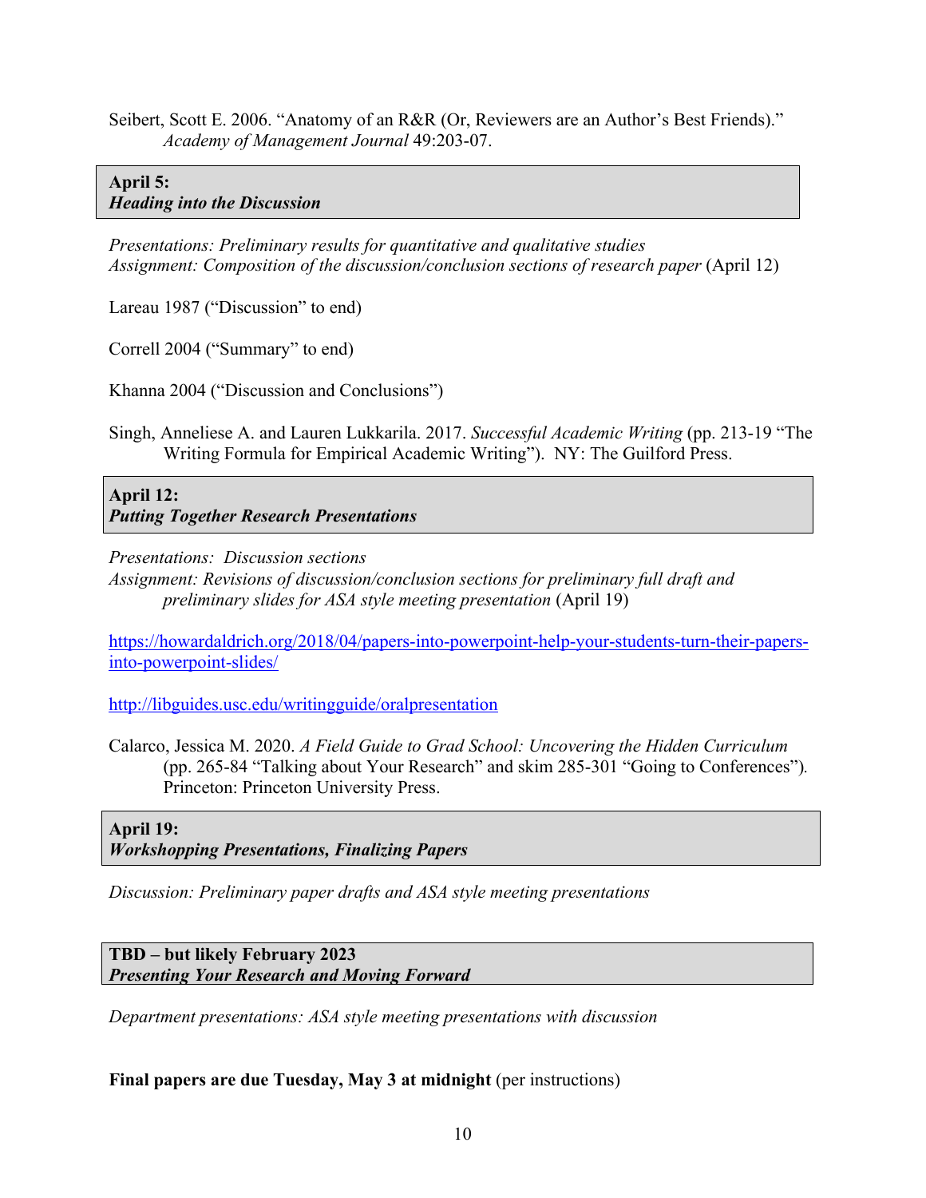Seibert, Scott E. 2006. "Anatomy of an R&R (Or, Reviewers are an Author's Best Friends)." *Academy of Management Journal* 49:203-07.

**April 5:**
***Heading into the Discussion***

*Presentations: Preliminary results for quantitative and qualitative studies*
*Assignment: Composition of the discussion/conclusion sections of research paper* (April 12)

Lareau 1987 ("Discussion" to end)

Correll 2004 ("Summary" to end)

Khanna 2004 ("Discussion and Conclusions")

Singh, Anneliese A. and Lauren Lukkarila. 2017. *Successful Academic Writing* (pp. 213-19 "The Writing Formula for Empirical Academic Writing"). NY: The Guilford Press.

**April 12:**
***Putting Together Research Presentations***

*Presentations: Discussion sections*
*Assignment: Revisions of discussion/conclusion sections for preliminary full draft and preliminary slides for ASA style meeting presentation* (April 19)

https://howardaldrich.org/2018/04/papers-into-powerpoint-help-your-students-turn-their-papers-into-powerpoint-slides/

http://libguides.usc.edu/writingguide/oralpresentation

Calarco, Jessica M. 2020. *A Field Guide to Grad School: Uncovering the Hidden Curriculum* (pp. 265-84 "Talking about Your Research" and skim 285-301 "Going to Conferences"). Princeton: Princeton University Press.

**April 19:**
***Workshopping Presentations, Finalizing Papers***

*Discussion: Preliminary paper drafts and ASA style meeting presentations*

**TBD – but likely February 2023**
***Presenting Your Research and Moving Forward***

*Department presentations: ASA style meeting presentations with discussion*

**Final papers are due Tuesday, May 3 at midnight** (per instructions)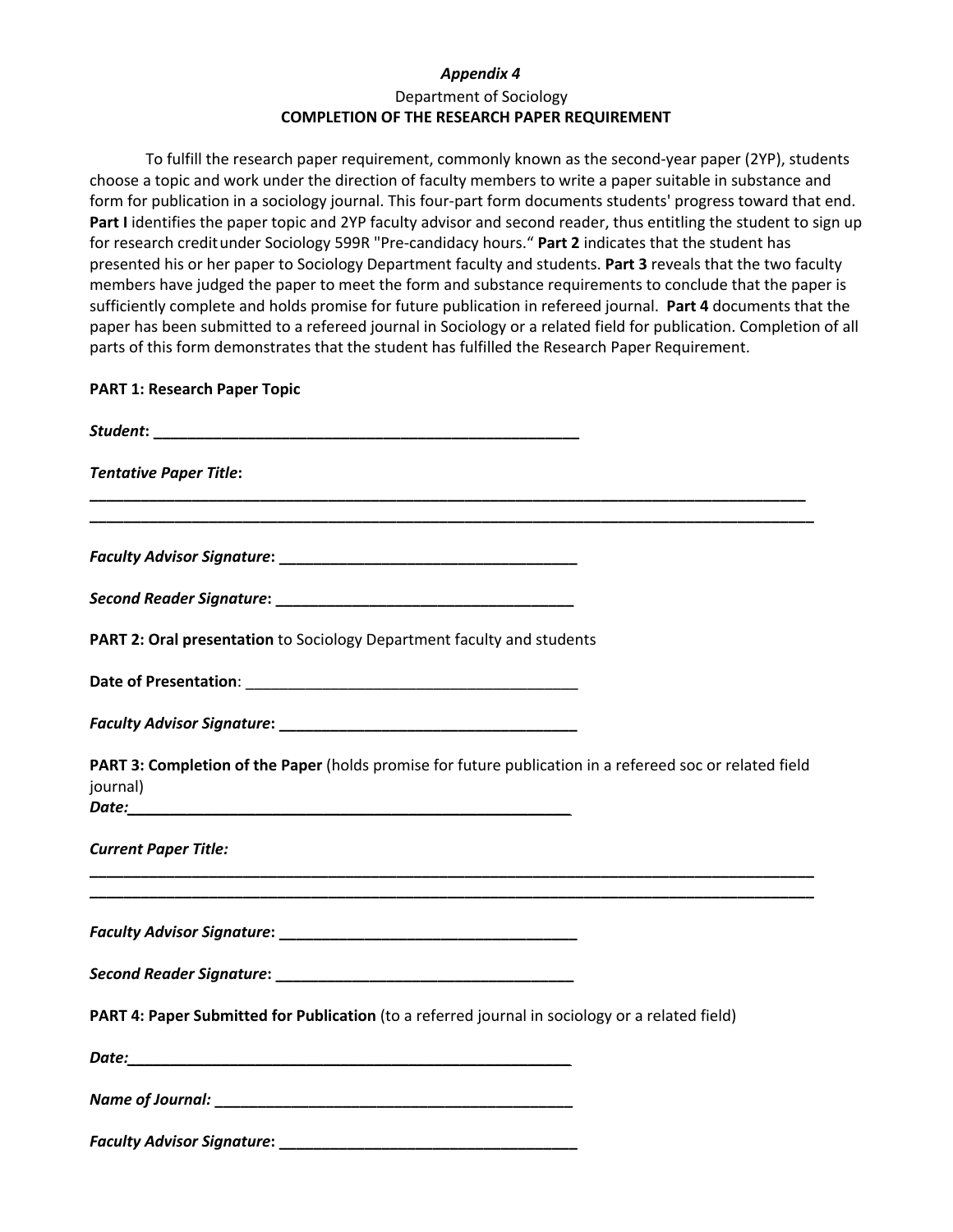*Appendix 4*

Department of Sociology

**COMPLETION OF THE RESEARCH PAPER REQUIREMENT**

To fulfill the research paper requirement, commonly known as the second-year paper (2YP), students choose a topic and work under the direction of faculty members to write a paper suitable in substance and form for publication in a sociology journal. This four-part form documents students' progress toward that end. **Part I** identifies the paper topic and 2YP faculty advisor and second reader, thus entitling the student to sign up for research credit under Sociology 599R "Pre-candidacy hours." **Part 2** indicates that the student has presented his or her paper to Sociology Department faculty and students. **Part 3** reveals that the two faculty members have judged the paper to meet the form and substance requirements to conclude that the paper is sufficiently complete and holds promise for future publication in refereed journal. **Part 4** documents that the paper has been submitted to a refereed journal in Sociology or a related field for publication. Completion of all parts of this form demonstrates that the student has fulfilled the Research Paper Requirement.

**PART 1: Research Paper Topic**

***Student*:** ____________________________________________________

***Tentative Paper Title*:**

__________________________________________________________________________________________

__________________________________________________________________________________________

***Faculty Advisor Signature*:** ____________________________________

***Second Reader Signature*:** ____________________________________

**PART 2: Oral presentation** to Sociology Department faculty and students

**Date of Presentation**: ________________________________________

***Faculty Advisor Signature*:** ____________________________________

**PART 3: Completion of the Paper** (holds promise for future publication in a refereed soc or related field journal)

***Date:*** ______________________________________________________

***Current Paper Title:***

__________________________________________________________________________________________

__________________________________________________________________________________________

***Faculty Advisor Signature*:** ____________________________________

***Second Reader Signature*:** ____________________________________

**PART 4: Paper Submitted for Publication** (to a referred journal in sociology or a related field)

***Date:*** ______________________________________________________

***Name of Journal:*** ____________________________________________

***Faculty Advisor Signature*:** ____________________________________